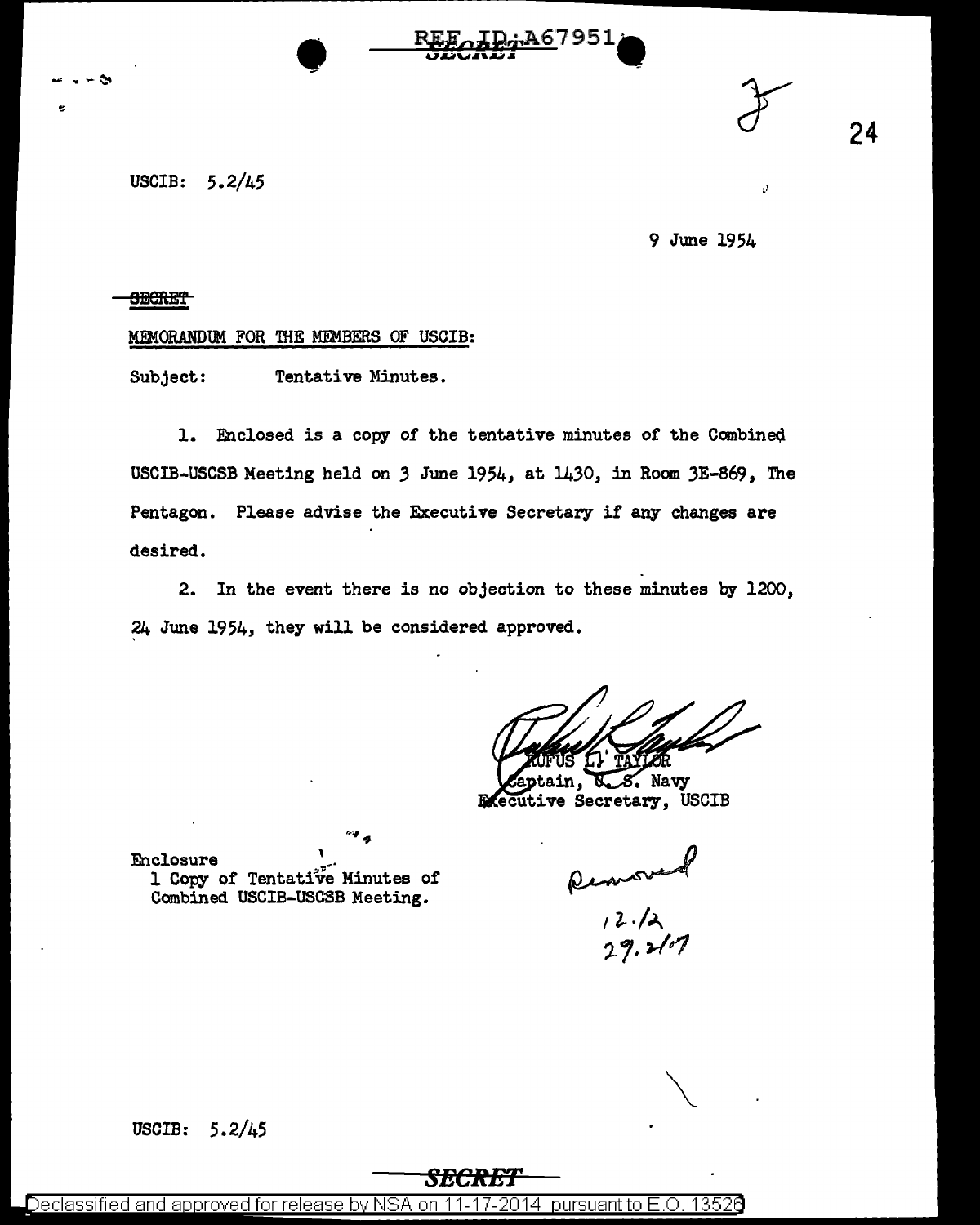SECRET

USCIB: 5.2/45

9 June 1954

SECRET

MEMORANDUM FOR THE MEMBERS OF USCIB:

Subject: Tentative Minutes.

1. Enclosed is a copy of the tentative minutes of the Combined USCIB-USCSB Meeting held on 3 June 1954, at 1430, in Room 3E-869, The Pentagon. Please advise the Executive Secretary if any changes are desired.

2. In the event there is no objection to these minutes by 1200, 24 June 1954, they will be considered approved.

RUFUS L. TAYLOR
Captain, U. S. Navy
Executive Secretary, USCIB

Enclosure
1 Copy of Tentative Minutes of Combined USCIB-USCSB Meeting.

Removed
12.12
29.2107

USCIB: 5.2/45

SECRET

Declassified and approved for release by NSA on 11-17-2014 pursuant to E.O. 13526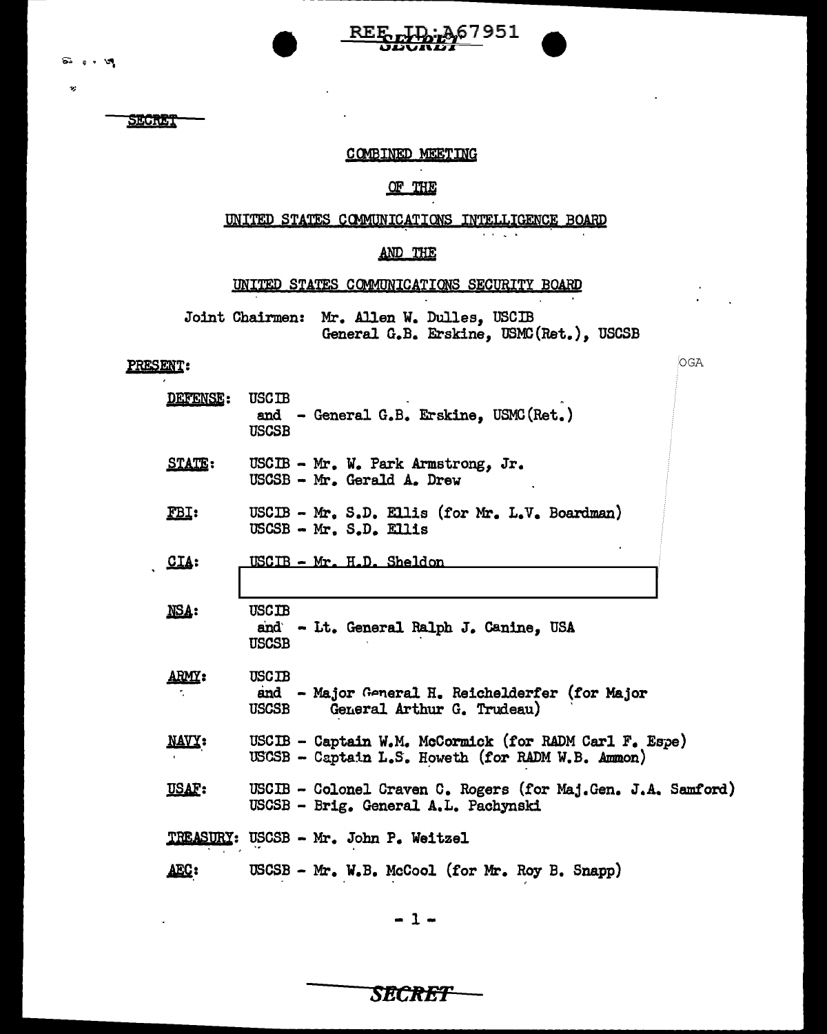SECRET

COMBINED MEETING

OF THE

UNITED STATES COMMUNICATIONS INTELLIGENCE BOARD

AND THE

UNITED STATES COMMUNICATIONS SECURITY BOARD

Joint Chairmen: Mr. Allen W. Dulles, USCIB
General G.B. Erskine, USMC(Ret.), USCSB

**PRESENT:**

| | |
|---|---|
| **DEFENSE:** | USCIB and USCSB - General G.B. Erskine, USMC(Ret.) |
| **STATE:** | USCIB - Mr. W. Park Armstrong, Jr.<br>USCSB - Mr. Gerald A. Drew |
| **FBI:** | USCIB - Mr. S.D. Ellis (for Mr. L.V. Boardman)<br>USCSB - Mr. S.D. Ellis |
| **CIA:** | USCIB - Mr. H.D. Sheldon |
| **NSA:** | USCIB and USCSB - Lt. General Ralph J. Canine, USA |
| **ARMY:** | USCIB and USCSB - Major General H. Reichelderfer (for Major General Arthur G. Trudeau) |
| **NAVY:** | USCIB - Captain W.M. McCormick (for RADM Carl F. Espe)<br>USCSB - Captain L.S. Howeth (for RADM W.B. Ammon) |
| **USAF:** | USCIB - Colonel Craven C. Rogers (for Maj.Gen. J.A. Samford)<br>USCSB - Brig. General A.L. Pachynski |
| **TREASURY:** | USCSB - Mr. John P. Weitzel |
| **AEC:** | USCSB - Mr. W.B. McCool (for Mr. Roy B. Snapp) |

OGA

SECRET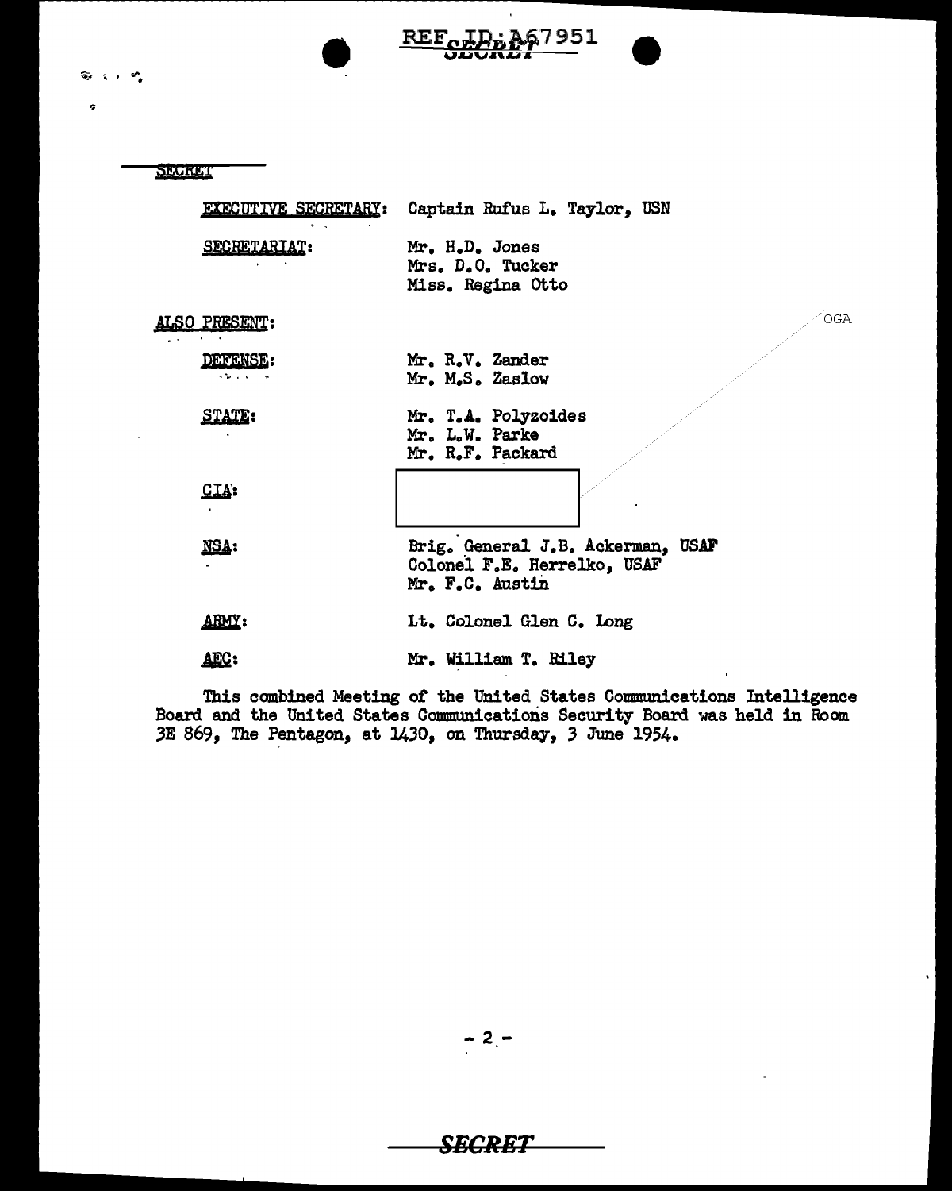SECRET

| | |
|---|---|
| EXECUTIVE SECRETARY: | Captain Rufus L. Taylor, USN |
| SECRETARIAT: | Mr. H.D. Jones<br>Mrs. D.O. Tucker<br>Miss. Regina Otto |

ALSO PRESENT:

| | |
|---|---|
| DEFENSE: | Mr. R.V. Zander<br>Mr. M.S. Zaslow |
| STATE: | Mr. T.A. Polyzoides<br>Mr. L.W. Parke<br>Mr. R.F. Packard |
| CIA: | OGA |
| NSA: | Brig. General J.B. Ackerman, USAF<br>Colonel F.E. Herrelko, USAF<br>Mr. F.C. Austin |
| ARMY: | Lt. Colonel Glen C. Long |
| AEC: | Mr. William T. Riley |

This combined Meeting of the United States Communications Intelligence Board and the United States Communications Security Board was held in Room 3E 869, The Pentagon, at 1430, on Thursday, 3 June 1954.

SECRET